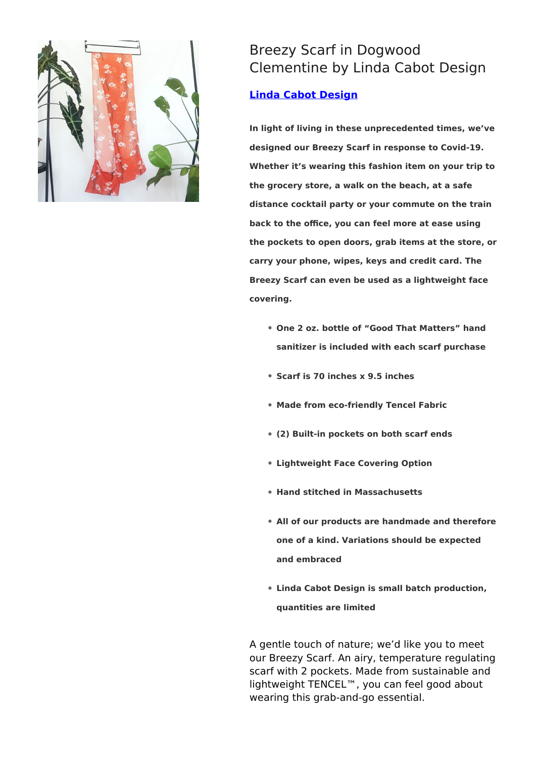# Breezy Scarf in Dogwood Clementine by Linda Cabot Design

**Linda Cabot Design**

**In light of living in these unprecedented times, we've designed our Breezy Scarf in response to Covid-19. Whether it's wearing this fashion item on your trip to the grocery store, a walk on the beach, at a safe distance cocktail party or your commute on the train back to the office, you can feel more at ease using the pockets to open doors, grab items at the store, or carry your phone, wipes, keys and credit card. The Breezy Scarf can even be used as a lightweight face covering.**

- **One 2 oz. bottle of "Good That Matters" hand sanitizer is included with each scarf purchase**
- **Scarf is 70 inches x 9.5 inches**
- **Made from eco-friendly Tencel Fabric**
- **(2) Built-in pockets on both scarf ends**
- **Lightweight Face Covering Option**
- **Hand stitched in Massachusetts**
- **All of our products are handmade and therefore one of a kind. Variations should be expected and embraced**
- **Linda Cabot Design is small batch production, quantities are limited**

A gentle touch of nature; we'd like you to meet our Breezy Scarf. An airy, temperature regulating scarf with 2 pockets. Made from sustainable and lightweight TENCEL™, you can feel good about wearing this grab-and-go essential.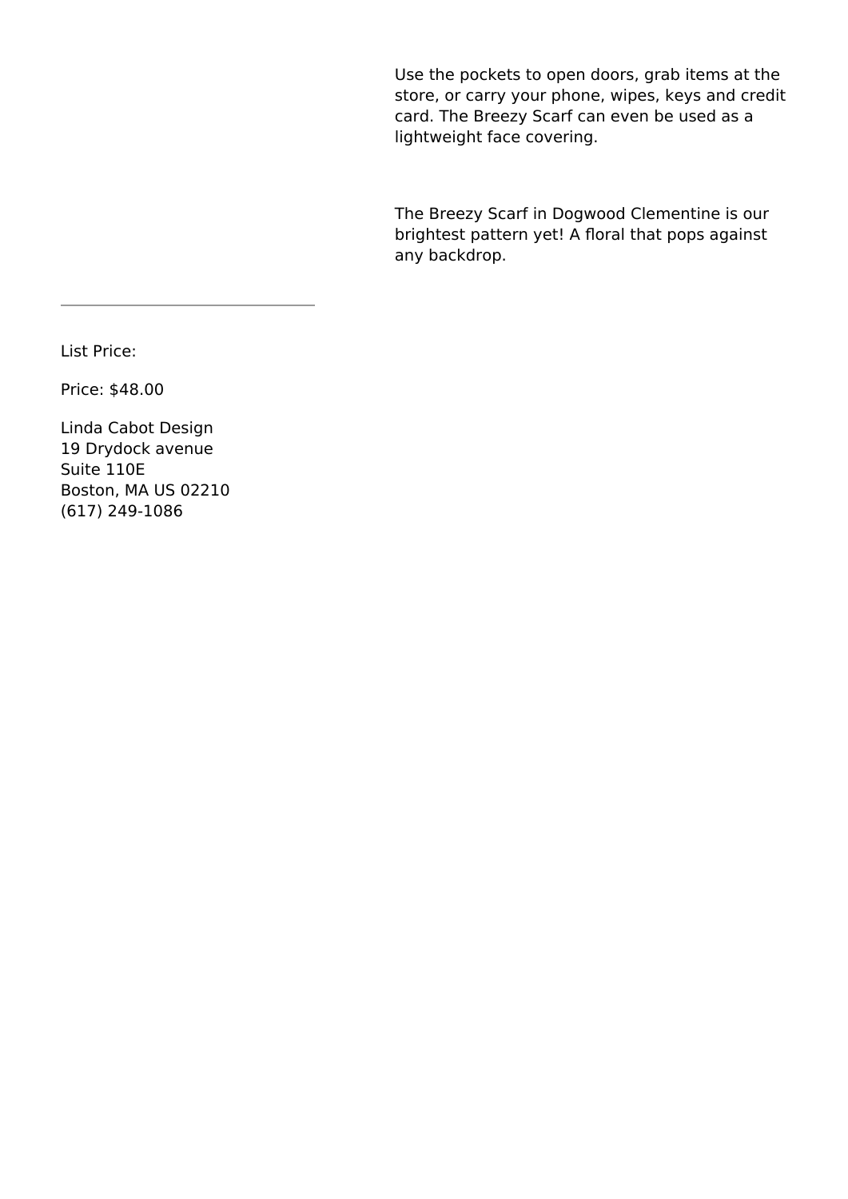Use the pockets to open doors, grab items at the store, or carry your phone, wipes, keys and credit card. The Breezy Scarf can even be used as a lightweight face covering.

The Breezy Scarf in Dogwood Clementine is our brightest pattern yet! A floral that pops against any backdrop.

---

List Price:

Price: $48.00

Linda Cabot Design
19 Drydock avenue
Suite 110E
Boston, MA US 02210
(617) 249-1086